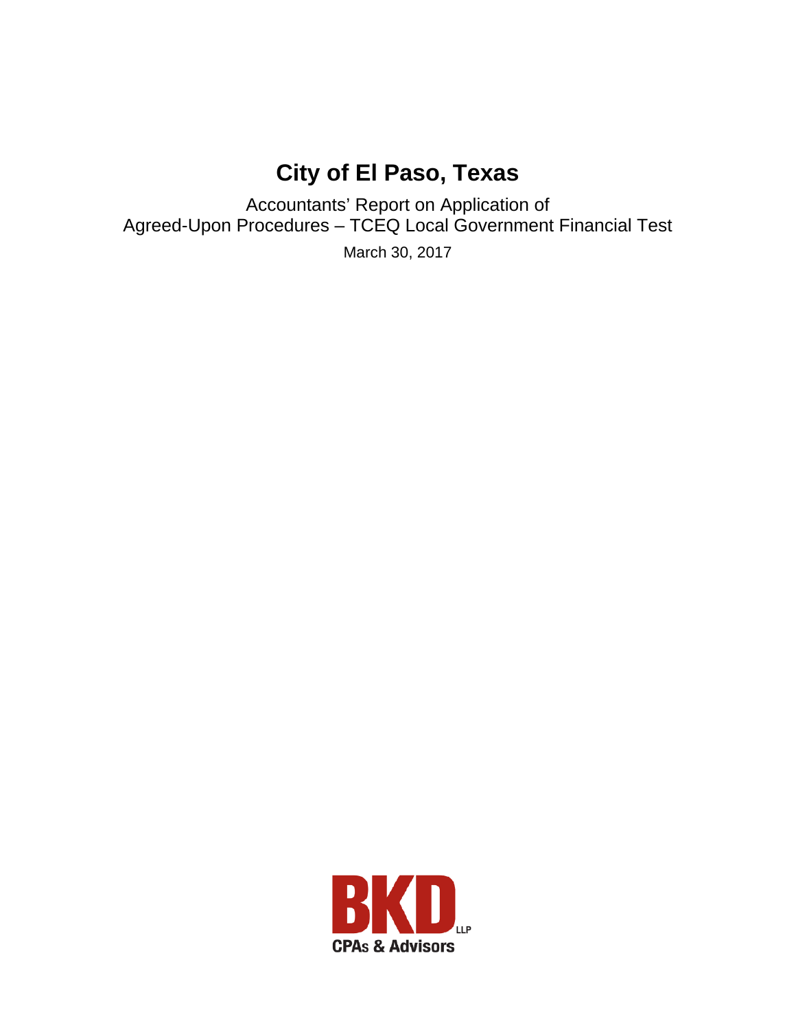# City of El Paso, Texas

Accountants' Report on Application of
Agreed-Upon Procedures – TCEQ Local Government Financial Test

March 30, 2017

BKD LLP
CPAs & Advisors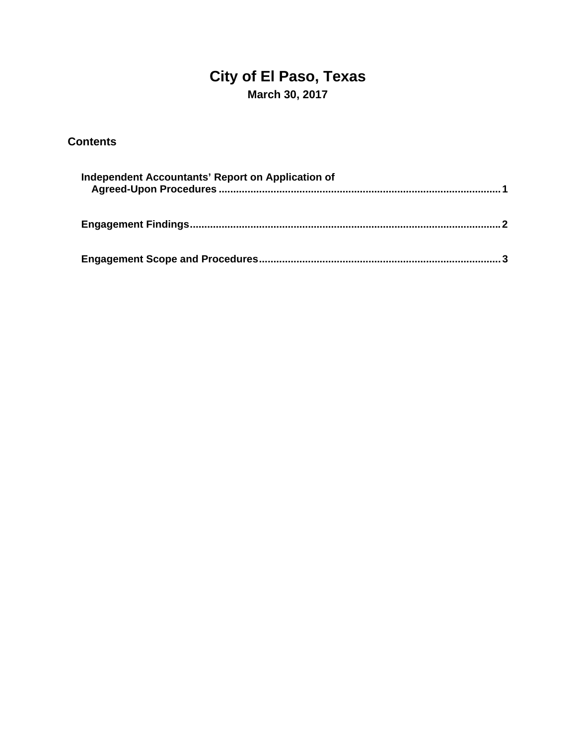# City of El Paso, Texas

**March 30, 2017**

## Contents

| | |
|---|---|
| **Independent Accountants' Report on Application of Agreed-Upon Procedures** | **1** |
| **Engagement Findings** | **2** |
| **Engagement Scope and Procedures** | **3** |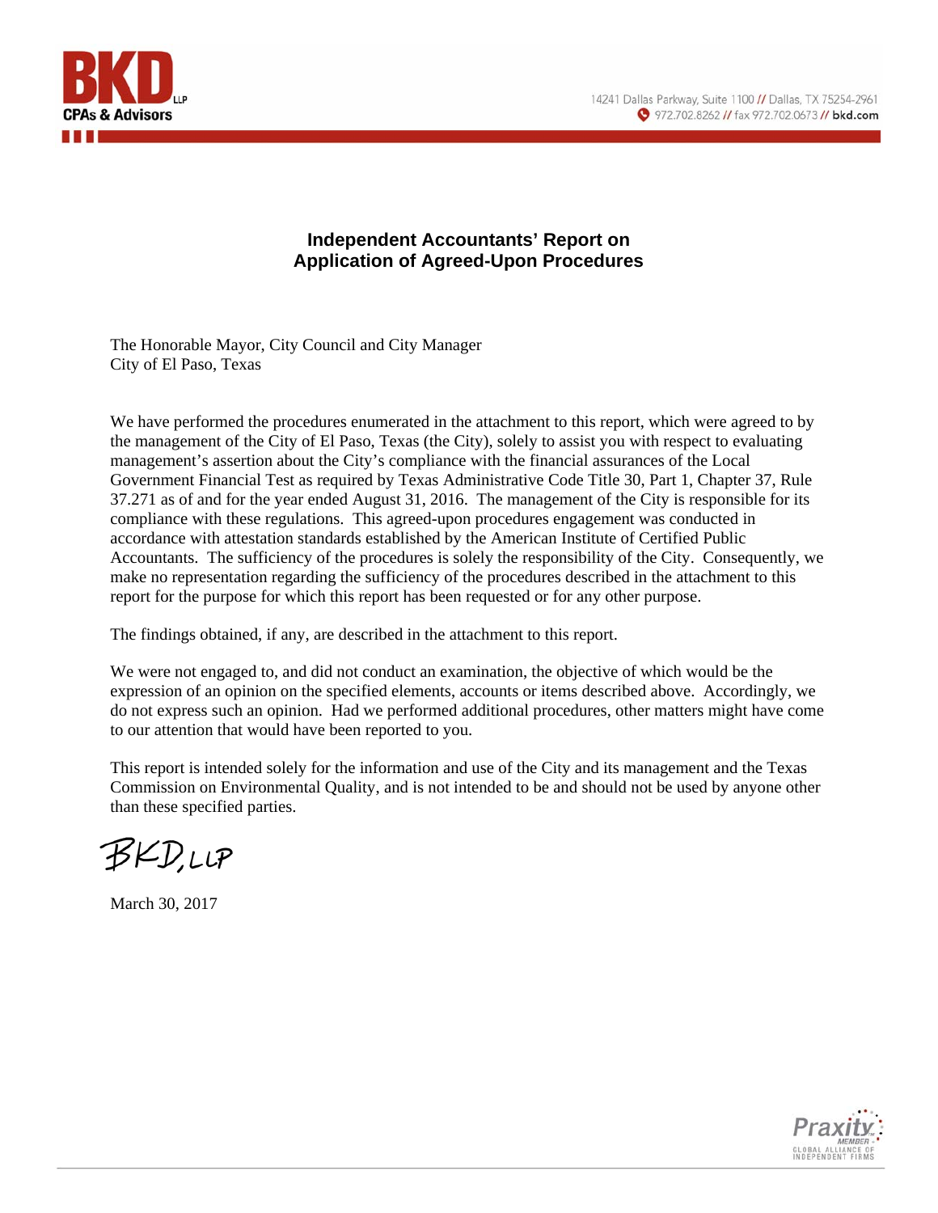# Independent Accountants' Report on Application of Agreed-Upon Procedures

The Honorable Mayor, City Council and City Manager
City of El Paso, Texas

We have performed the procedures enumerated in the attachment to this report, which were agreed to by the management of the City of El Paso, Texas (the City), solely to assist you with respect to evaluating management's assertion about the City's compliance with the financial assurances of the Local Government Financial Test as required by Texas Administrative Code Title 30, Part 1, Chapter 37, Rule 37.271 as of and for the year ended August 31, 2016. The management of the City is responsible for its compliance with these regulations. This agreed-upon procedures engagement was conducted in accordance with attestation standards established by the American Institute of Certified Public Accountants. The sufficiency of the procedures is solely the responsibility of the City. Consequently, we make no representation regarding the sufficiency of the procedures described in the attachment to this report for the purpose for which this report has been requested or for any other purpose.

The findings obtained, if any, are described in the attachment to this report.

We were not engaged to, and did not conduct an examination, the objective of which would be the expression of an opinion on the specified elements, accounts or items described above. Accordingly, we do not express such an opinion. Had we performed additional procedures, other matters might have come to our attention that would have been reported to you.

This report is intended solely for the information and use of the City and its management and the Texas Commission on Environmental Quality, and is not intended to be and should not be used by anyone other than these specified parties.

BKD, LLP

March 30, 2017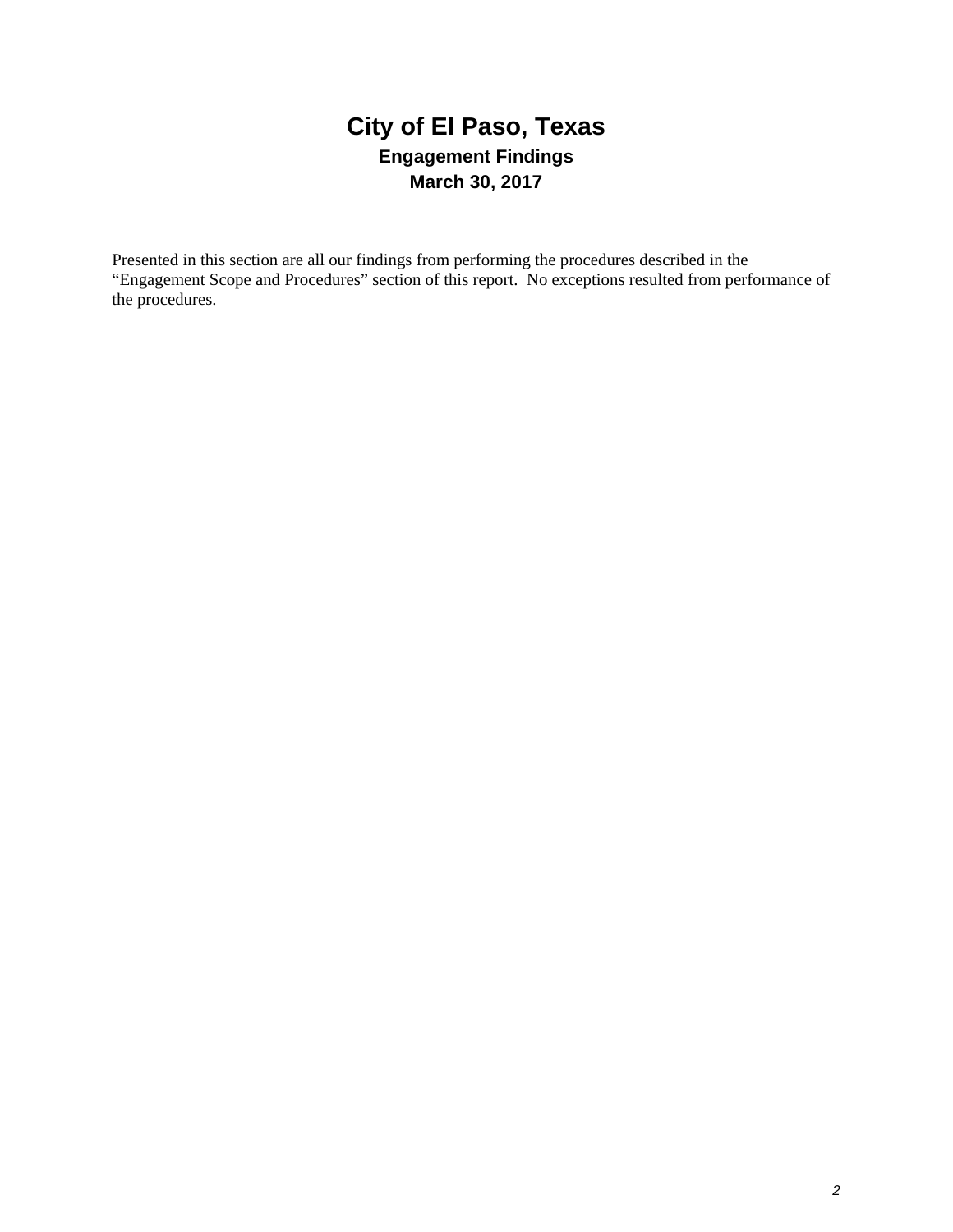# City of El Paso, Texas

## Engagement Findings

## March 30, 2017

Presented in this section are all our findings from performing the procedures described in the "Engagement Scope and Procedures" section of this report. No exceptions resulted from performance of the procedures.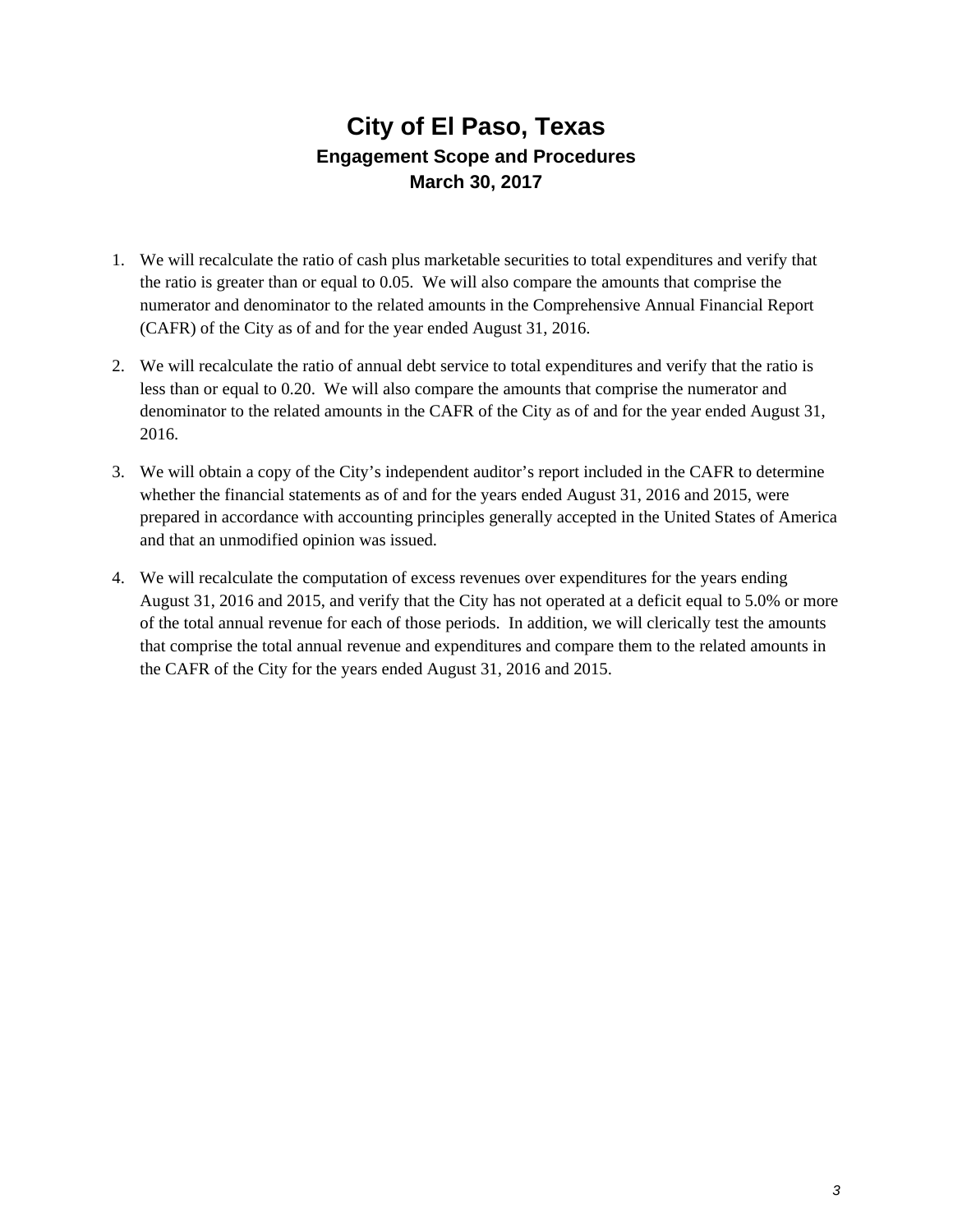# City of El Paso, Texas

## Engagement Scope and Procedures

### March 30, 2017

1. We will recalculate the ratio of cash plus marketable securities to total expenditures and verify that the ratio is greater than or equal to 0.05. We will also compare the amounts that comprise the numerator and denominator to the related amounts in the Comprehensive Annual Financial Report (CAFR) of the City as of and for the year ended August 31, 2016.

2. We will recalculate the ratio of annual debt service to total expenditures and verify that the ratio is less than or equal to 0.20. We will also compare the amounts that comprise the numerator and denominator to the related amounts in the CAFR of the City as of and for the year ended August 31, 2016.

3. We will obtain a copy of the City's independent auditor's report included in the CAFR to determine whether the financial statements as of and for the years ended August 31, 2016 and 2015, were prepared in accordance with accounting principles generally accepted in the United States of America and that an unmodified opinion was issued.

4. We will recalculate the computation of excess revenues over expenditures for the years ending August 31, 2016 and 2015, and verify that the City has not operated at a deficit equal to 5.0% or more of the total annual revenue for each of those periods. In addition, we will clerically test the amounts that comprise the total annual revenue and expenditures and compare them to the related amounts in the CAFR of the City for the years ended August 31, 2016 and 2015.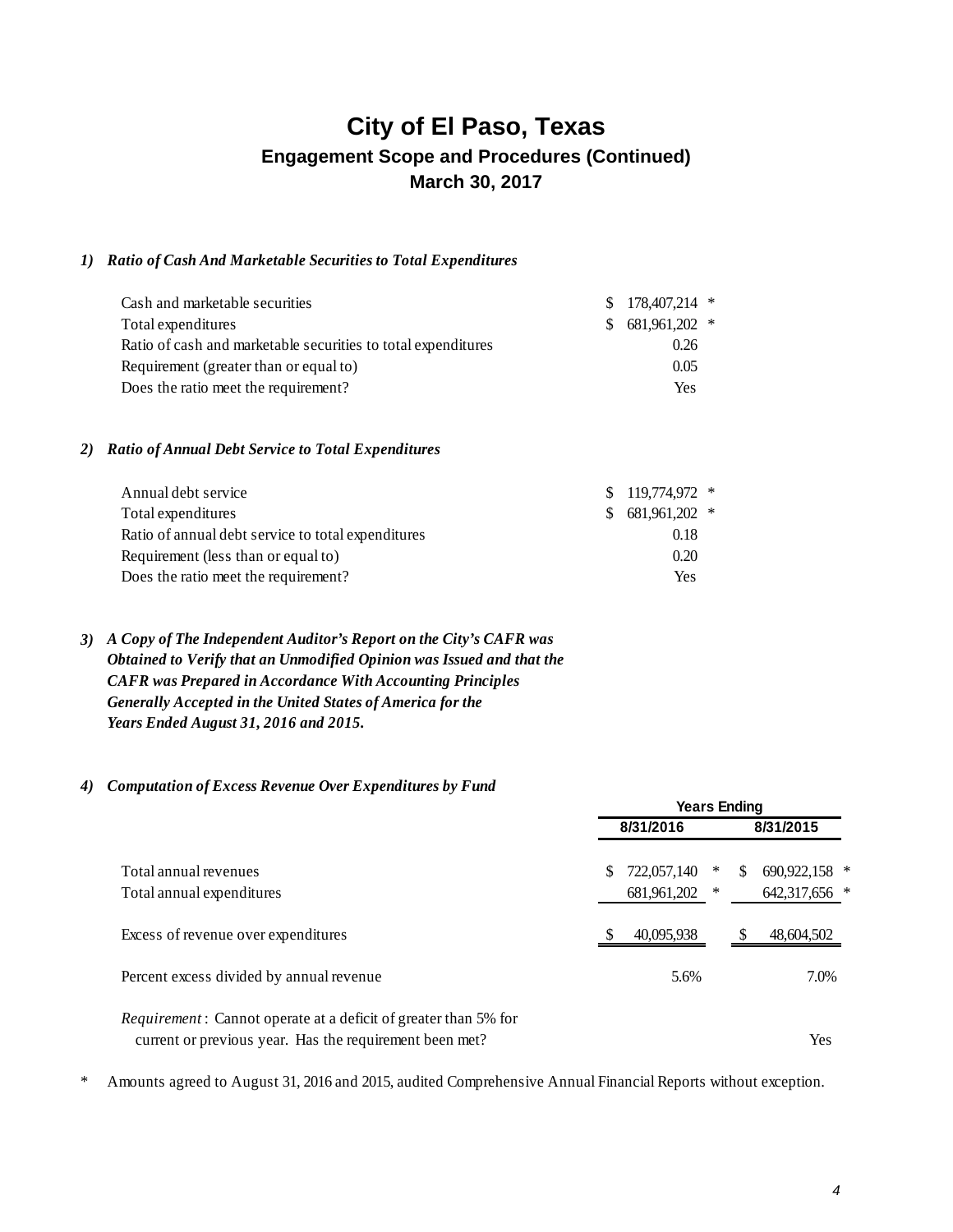# City of El Paso, Texas

## Engagement Scope and Procedures (Continued)

### March 30, 2017

***1) Ratio of Cash And Marketable Securities to Total Expenditures***

| | |
|---|---|
| Cash and marketable securities | $ 178,407,214 * |
| Total expenditures | $ 681,961,202 * |
| Ratio of cash and marketable securities to total expenditures | 0.26 |
| Requirement (greater than or equal to) | 0.05 |
| Does the ratio meet the requirement? | Yes |

***2) Ratio of Annual Debt Service to Total Expenditures***

| | |
|---|---|
| Annual debt service | $ 119,774,972 * |
| Total expenditures | $ 681,961,202 * |
| Ratio of annual debt service to total expenditures | 0.18 |
| Requirement (less than or equal to) | 0.20 |
| Does the ratio meet the requirement? | Yes |

***3) A Copy of The Independent Auditor's Report on the City's CAFR was Obtained to Verify that an Unmodified Opinion was Issued and that the CAFR was Prepared in Accordance With Accounting Principles Generally Accepted in the United States of America for the Years Ended August 31, 2016 and 2015.***

***4) Computation of Excess Revenue Over Expenditures by Fund***

| | Years Ending | |
|---|---|---|
| | **8/31/2016** | **8/31/2015** |
| Total annual revenues | $ 722,057,140 * | $ 690,922,158 * |
| Total annual expenditures | 681,961,202 * | 642,317,656 * |
| Excess of revenue over expenditures | $ 40,095,938 | $ 48,604,502 |
| Percent excess divided by annual revenue | 5.6% | 7.0% |
| *Requirement*: Cannot operate at a deficit of greater than 5% for current or previous year. Has the requirement been met? | | Yes |

\* Amounts agreed to August 31, 2016 and 2015, audited Comprehensive Annual Financial Reports without exception.